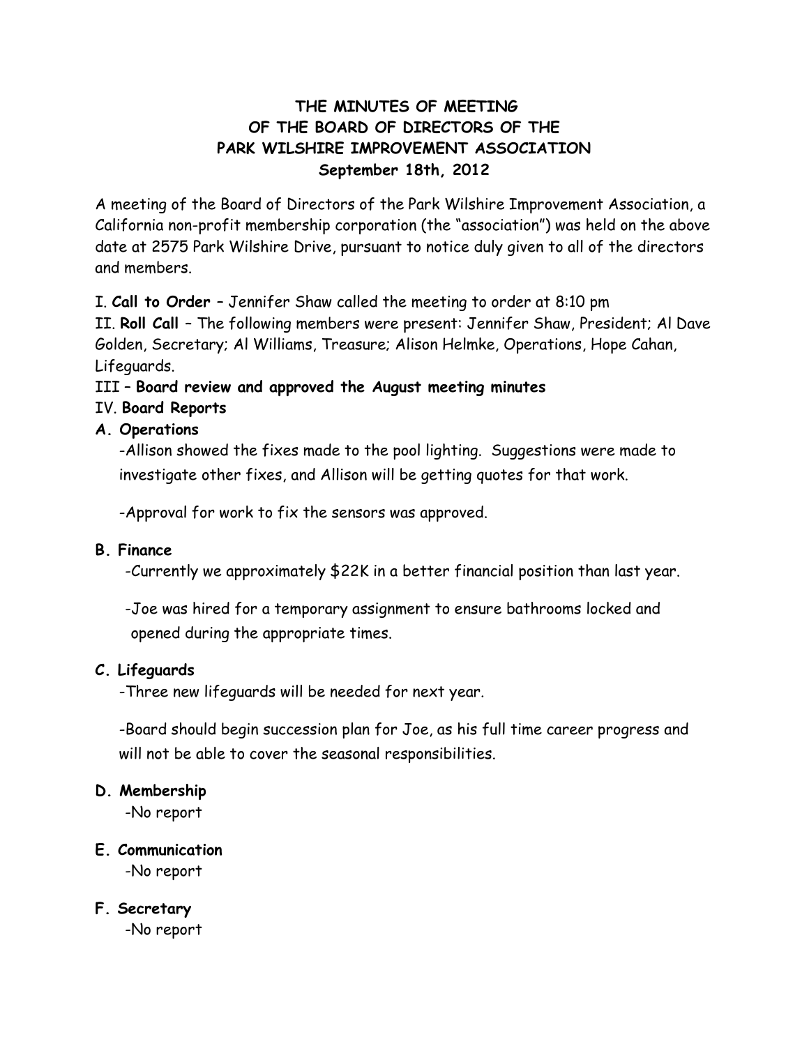# THE MINUTES OF MEETING
# OF THE BOARD OF DIRECTORS OF THE
# PARK WILSHIRE IMPROVEMENT ASSOCIATION
## September 18th, 2012

A meeting of the Board of Directors of the Park Wilshire Improvement Association, a California non-profit membership corporation (the "association") was held on the above date at 2575 Park Wilshire Drive, pursuant to notice duly given to all of the directors and members.

I. **Call to Order** – Jennifer Shaw called the meeting to order at 8:10 pm

II. **Roll Call** – The following members were present: Jennifer Shaw, President; Al Dave Golden, Secretary; Al Williams, Treasure; Alison Helmke, Operations, Hope Cahan, Lifeguards.

III – **Board review and approved the August meeting minutes**

IV. **Board Reports**

**A. Operations**

-Allison showed the fixes made to the pool lighting. Suggestions were made to investigate other fixes, and Allison will be getting quotes for that work.

-Approval for work to fix the sensors was approved.

**B. Finance**

-Currently we approximately $22K in a better financial position than last year.

-Joe was hired for a temporary assignment to ensure bathrooms locked and opened during the appropriate times.

**C. Lifeguards**

-Three new lifeguards will be needed for next year.

-Board should begin succession plan for Joe, as his full time career progress and will not be able to cover the seasonal responsibilities.

**D. Membership**

-No report

**E. Communication**

-No report

**F. Secretary**

-No report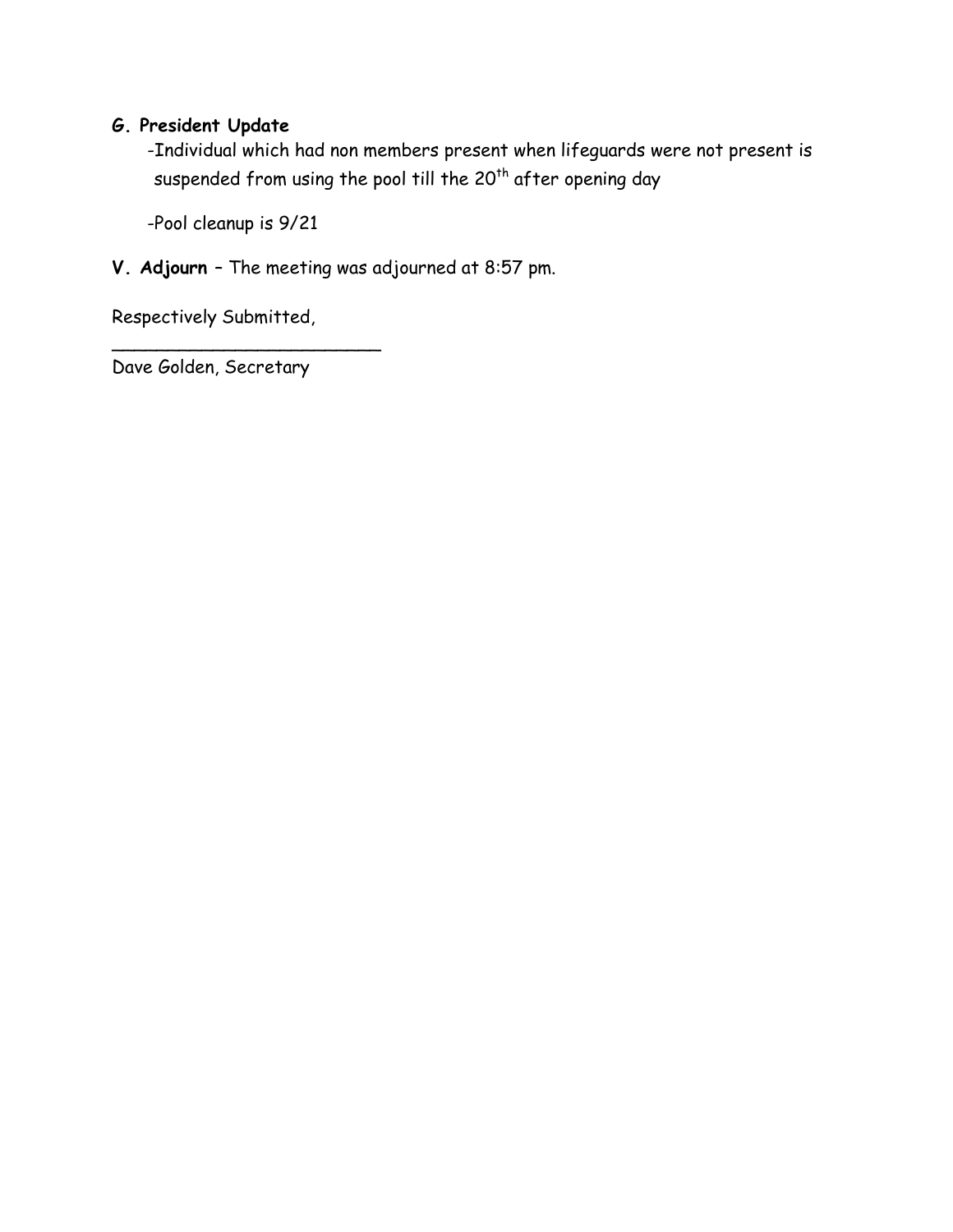**G. President Update**

-Individual which had non members present when lifeguards were not present is suspended from using the pool till the 20th after opening day

-Pool cleanup is 9/21

**V. Adjourn** – The meeting was adjourned at 8:57 pm.

Respectively Submitted,

___________________________

Dave Golden, Secretary